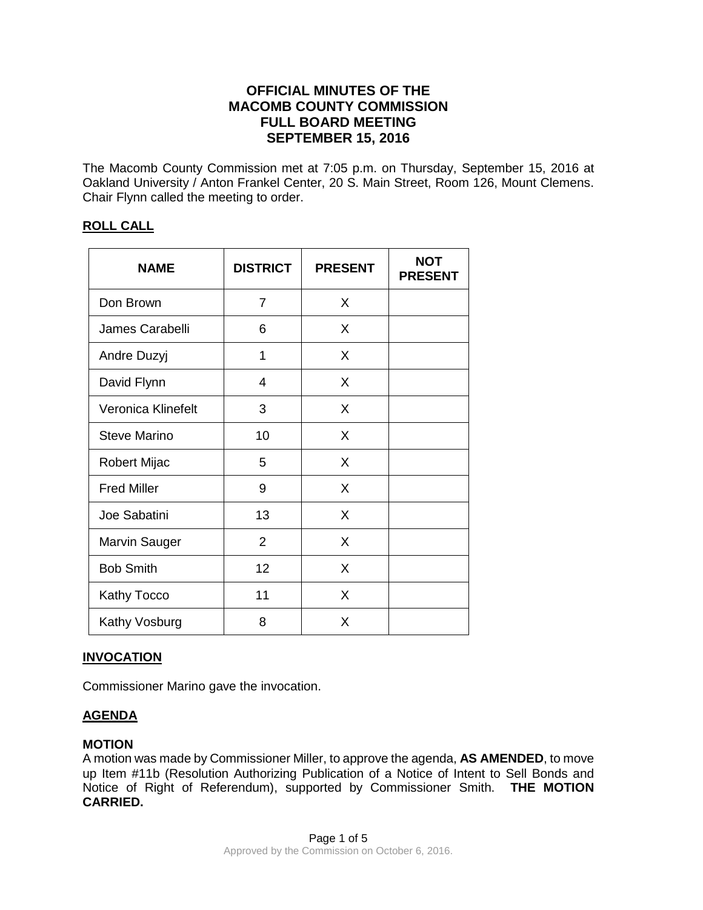# OFFICIAL MINUTES OF THE MACOMB COUNTY COMMISSION FULL BOARD MEETING SEPTEMBER 15, 2016

The Macomb County Commission met at 7:05 p.m. on Thursday, September 15, 2016 at Oakland University / Anton Frankel Center, 20 S. Main Street, Room 126, Mount Clemens. Chair Flynn called the meeting to order.

## ROLL CALL

| NAME | DISTRICT | PRESENT | NOT PRESENT |
|---|---|---|---|
| Don Brown | 7 | X | |
| James Carabelli | 6 | X | |
| Andre Duzyj | 1 | X | |
| David Flynn | 4 | X | |
| Veronica Klinefelt | 3 | X | |
| Steve Marino | 10 | X | |
| Robert Mijac | 5 | X | |
| Fred Miller | 9 | X | |
| Joe Sabatini | 13 | X | |
| Marvin Sauger | 2 | X | |
| Bob Smith | 12 | X | |
| Kathy Tocco | 11 | X | |
| Kathy Vosburg | 8 | X | |

## INVOCATION

Commissioner Marino gave the invocation.

## AGENDA

**MOTION**
A motion was made by Commissioner Miller, to approve the agenda, **AS AMENDED**, to move up Item #11b (Resolution Authorizing Publication of a Notice of Intent to Sell Bonds and Notice of Right of Referendum), supported by Commissioner Smith. **THE MOTION CARRIED.**

Approved by the Commission on October 6, 2016.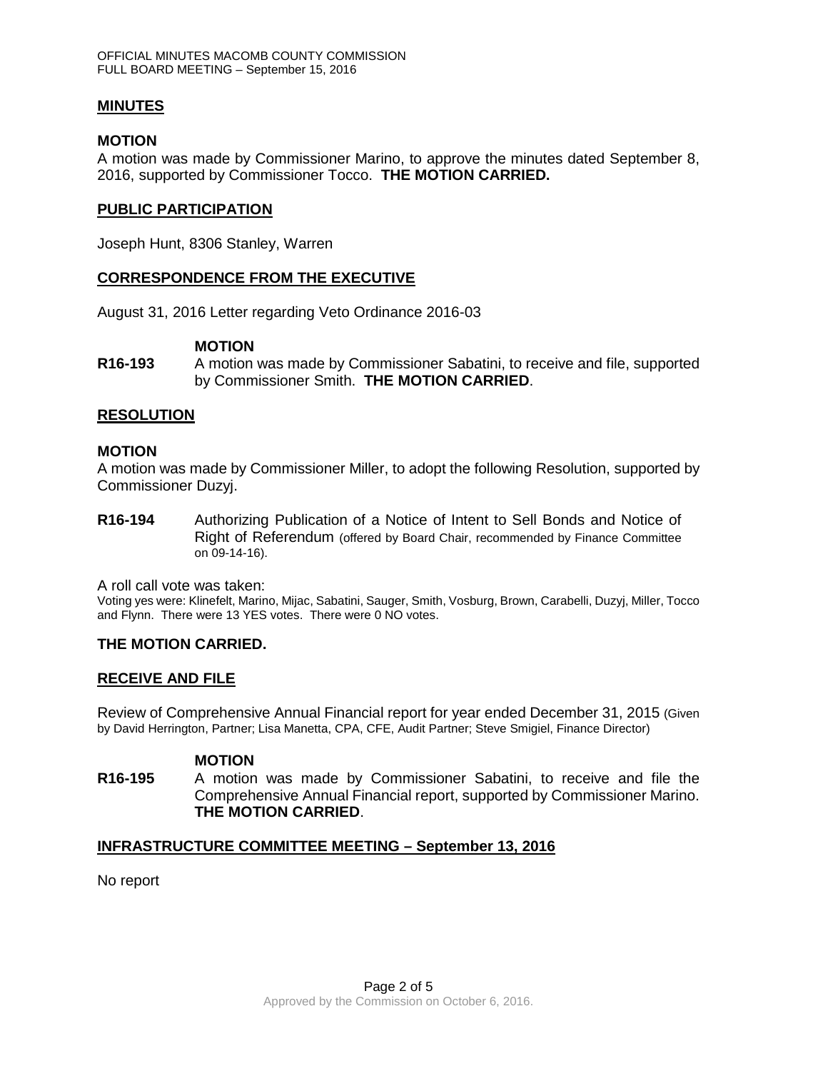## MINUTES

### MOTION

A motion was made by Commissioner Marino, to approve the minutes dated September 8, 2016, supported by Commissioner Tocco. **THE MOTION CARRIED.**

## PUBLIC PARTICIPATION

Joseph Hunt, 8306 Stanley, Warren

## CORRESPONDENCE FROM THE EXECUTIVE

August 31, 2016 Letter regarding Veto Ordinance 2016-03

### MOTION

**R16-193** A motion was made by Commissioner Sabatini, to receive and file, supported by Commissioner Smith. **THE MOTION CARRIED**.

## RESOLUTION

### MOTION

A motion was made by Commissioner Miller, to adopt the following Resolution, supported by Commissioner Duzyj.

**R16-194** Authorizing Publication of a Notice of Intent to Sell Bonds and Notice of Right of Referendum (offered by Board Chair, recommended by Finance Committee on 09-14-16).

A roll call vote was taken:

Voting yes were: Klinefelt, Marino, Mijac, Sabatini, Sauger, Smith, Vosburg, Brown, Carabelli, Duzyj, Miller, Tocco and Flynn. There were 13 YES votes. There were 0 NO votes.

**THE MOTION CARRIED.**

## RECEIVE AND FILE

Review of Comprehensive Annual Financial report for year ended December 31, 2015 (Given by David Herrington, Partner; Lisa Manetta, CPA, CFE, Audit Partner; Steve Smigiel, Finance Director)

### MOTION

**R16-195** A motion was made by Commissioner Sabatini, to receive and file the Comprehensive Annual Financial report, supported by Commissioner Marino. **THE MOTION CARRIED**.

## INFRASTRUCTURE COMMITTEE MEETING – September 13, 2016

No report

Approved by the Commission on October 6, 2016.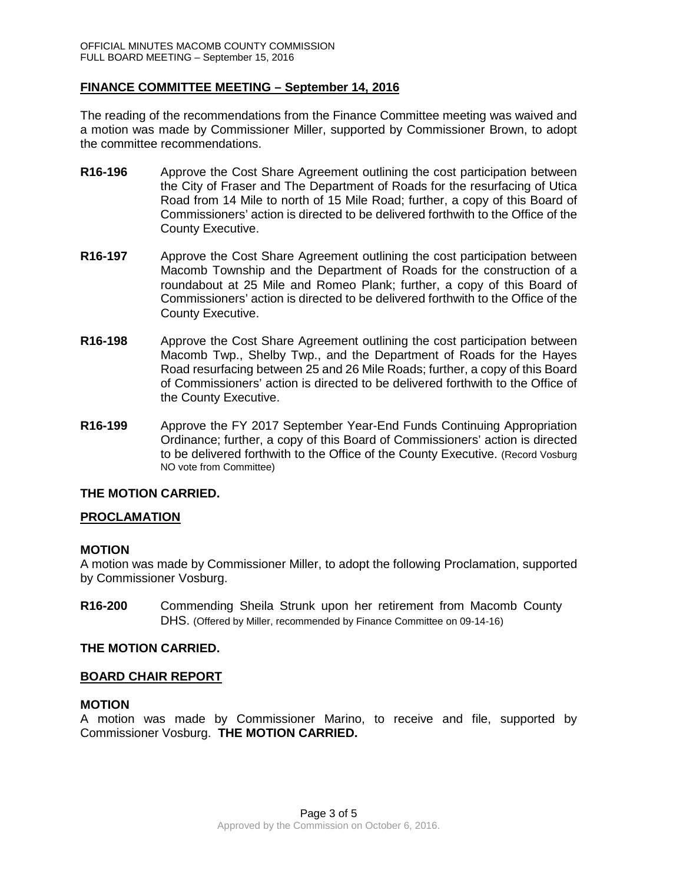## FINANCE COMMITTEE MEETING – September 14, 2016

The reading of the recommendations from the Finance Committee meeting was waived and a motion was made by Commissioner Miller, supported by Commissioner Brown, to adopt the committee recommendations.

**R16-196** Approve the Cost Share Agreement outlining the cost participation between the City of Fraser and The Department of Roads for the resurfacing of Utica Road from 14 Mile to north of 15 Mile Road; further, a copy of this Board of Commissioners' action is directed to be delivered forthwith to the Office of the County Executive.

**R16-197** Approve the Cost Share Agreement outlining the cost participation between Macomb Township and the Department of Roads for the construction of a roundabout at 25 Mile and Romeo Plank; further, a copy of this Board of Commissioners' action is directed to be delivered forthwith to the Office of the County Executive.

**R16-198** Approve the Cost Share Agreement outlining the cost participation between Macomb Twp., Shelby Twp., and the Department of Roads for the Hayes Road resurfacing between 25 and 26 Mile Roads; further, a copy of this Board of Commissioners' action is directed to be delivered forthwith to the Office of the County Executive.

**R16-199** Approve the FY 2017 September Year-End Funds Continuing Appropriation Ordinance; further, a copy of this Board of Commissioners' action is directed to be delivered forthwith to the Office of the County Executive. (Record Vosburg NO vote from Committee)

**THE MOTION CARRIED.**

**PROCLAMATION**

**MOTION**

A motion was made by Commissioner Miller, to adopt the following Proclamation, supported by Commissioner Vosburg.

**R16-200** Commending Sheila Strunk upon her retirement from Macomb County DHS. (Offered by Miller, recommended by Finance Committee on 09-14-16)

**THE MOTION CARRIED.**

**BOARD CHAIR REPORT**

**MOTION**

A motion was made by Commissioner Marino, to receive and file, supported by Commissioner Vosburg. **THE MOTION CARRIED.**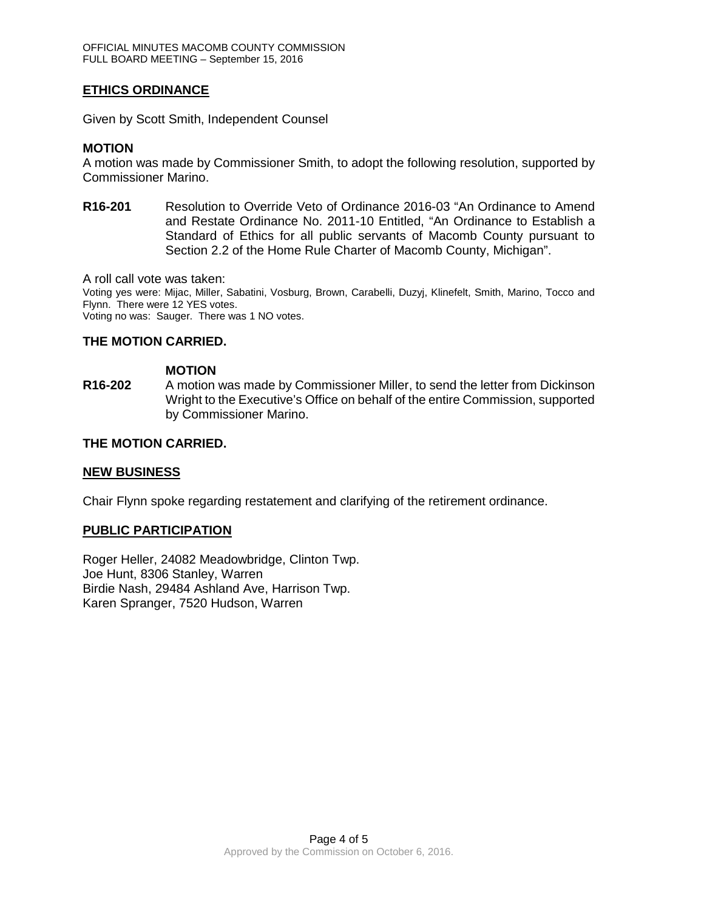## ETHICS ORDINANCE

Given by Scott Smith, Independent Counsel

### MOTION

A motion was made by Commissioner Smith, to adopt the following resolution, supported by Commissioner Marino.

**R16-201** Resolution to Override Veto of Ordinance 2016-03 "An Ordinance to Amend and Restate Ordinance No. 2011-10 Entitled, "An Ordinance to Establish a Standard of Ethics for all public servants of Macomb County pursuant to Section 2.2 of the Home Rule Charter of Macomb County, Michigan".

A roll call vote was taken:
Voting yes were: Mijac, Miller, Sabatini, Vosburg, Brown, Carabelli, Duzyj, Klinefelt, Smith, Marino, Tocco and Flynn. There were 12 YES votes.
Voting no was: Sauger. There was 1 NO votes.

**THE MOTION CARRIED.**

### MOTION

**R16-202** A motion was made by Commissioner Miller, to send the letter from Dickinson Wright to the Executive's Office on behalf of the entire Commission, supported by Commissioner Marino.

**THE MOTION CARRIED.**

## NEW BUSINESS

Chair Flynn spoke regarding restatement and clarifying of the retirement ordinance.

## PUBLIC PARTICIPATION

Roger Heller, 24082 Meadowbridge, Clinton Twp.
Joe Hunt, 8306 Stanley, Warren
Birdie Nash, 29484 Ashland Ave, Harrison Twp.
Karen Spranger, 7520 Hudson, Warren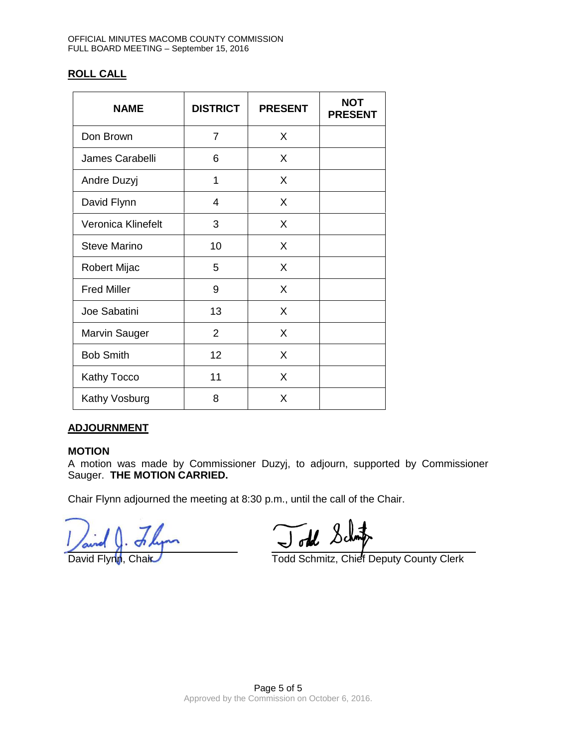## ROLL CALL

| NAME | DISTRICT | PRESENT | NOT PRESENT |
|---|---|---|---|
| Don Brown | 7 | X | |
| James Carabelli | 6 | X | |
| Andre Duzyj | 1 | X | |
| David Flynn | 4 | X | |
| Veronica Klinefelt | 3 | X | |
| Steve Marino | 10 | X | |
| Robert Mijac | 5 | X | |
| Fred Miller | 9 | X | |
| Joe Sabatini | 13 | X | |
| Marvin Sauger | 2 | X | |
| Bob Smith | 12 | X | |
| Kathy Tocco | 11 | X | |
| Kathy Vosburg | 8 | X | |

## ADJOURNMENT

**MOTION**

A motion was made by Commissioner Duzyj, to adjourn, supported by Commissioner Sauger. **THE MOTION CARRIED.**

Chair Flynn adjourned the meeting at 8:30 p.m., until the call of the Chair.

David Flynn, Chair

Todd Schmitz, Chief Deputy County Clerk

Approved by the Commission on October 6, 2016.